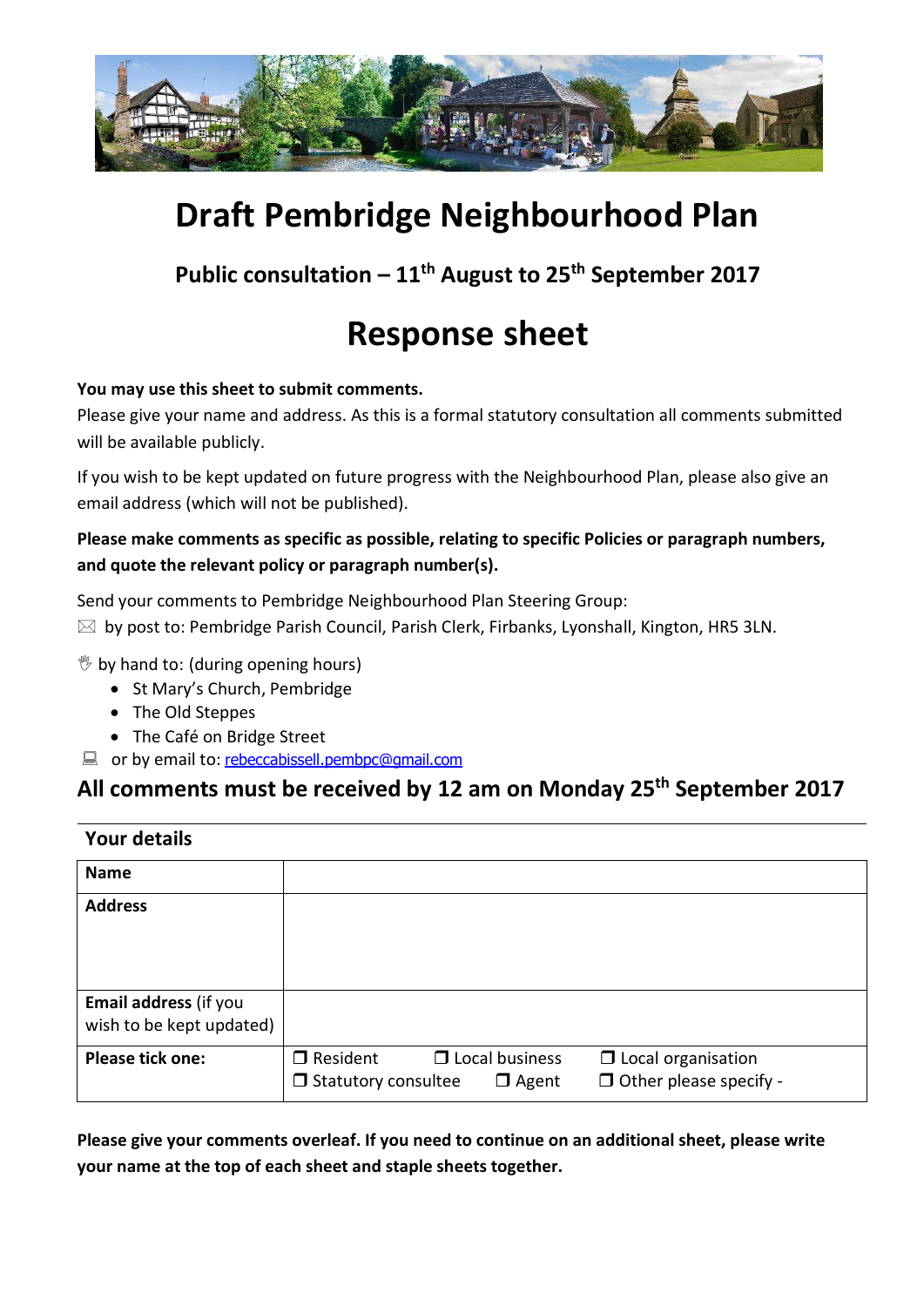# Draft Pembridge Neighbourhood Plan

## Public consultation – 11th August to 25th September 2017

# Response sheet

**You may use this sheet to submit comments.**

Please give your name and address. As this is a formal statutory consultation all comments submitted will be available publicly.

If you wish to be kept updated on future progress with the Neighbourhood Plan, please also give an email address (which will not be published).

**Please make comments as specific as possible, relating to specific Policies or paragraph numbers, and quote the relevant policy or paragraph number(s).**

Send your comments to Pembridge Neighbourhood Plan Steering Group:

✉ by post to: Pembridge Parish Council, Parish Clerk, Firbanks, Lyonshall, Kington, HR5 3LN.

by hand to: (during opening hours)

- St Mary's Church, Pembridge
- The Old Steppes
- The Café on Bridge Street

or by email to: rebeccabissell.pembpc@gmail.com

### All comments must be received by 12 am on Monday 25th September 2017

### Your details

| | |
|---|---|
| **Name** | |
| **Address** | |
| **Email address** (if you wish to be kept updated) | |
| **Please tick one:** | ❒ Resident ❒ Local business ❒ Local organisation ❒ Statutory consultee ❒ Agent ❒ Other please specify - |

**Please give your comments overleaf. If you need to continue on an additional sheet, please write your name at the top of each sheet and staple sheets together.**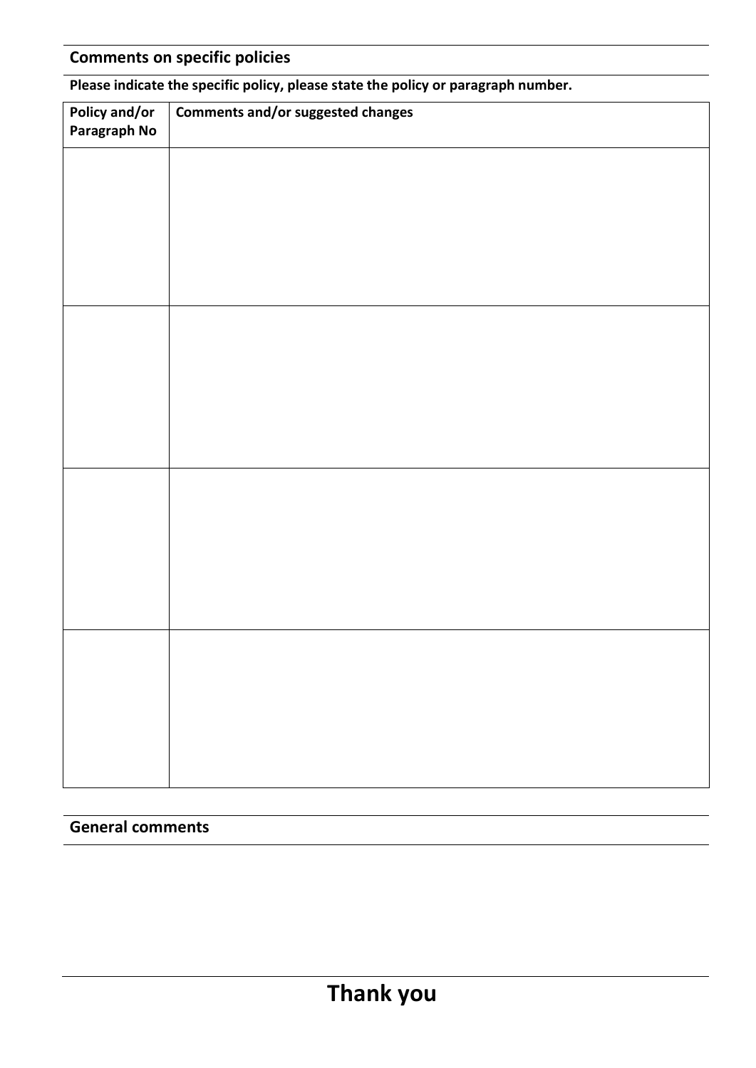## Comments on specific policies

**Please indicate the specific policy, please state the policy or paragraph number.**

| Policy and/or Paragraph No | Comments and/or suggested changes |
|---|---|
| | |
| | |
| | |
| | |

## General comments

# Thank you